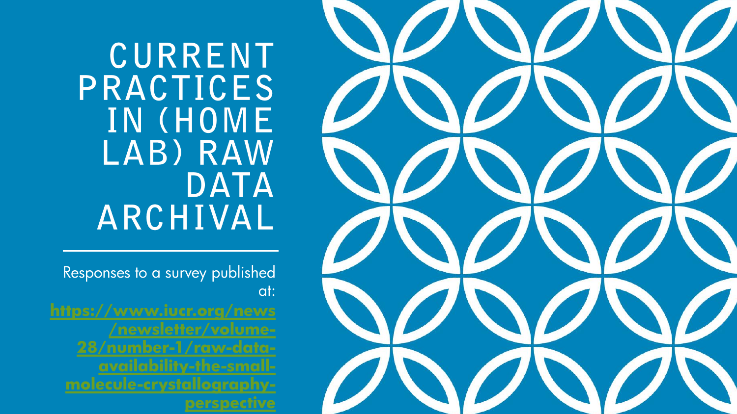# CURRENT PRACTICES IN (HOME LAB) RAW DATA ARCHIVAL

Responses to a survey published at: https://www.iucr.org/news/newsletter/volume-28/number-1/raw-data-availability-the-small-molecule-crystallography-perspective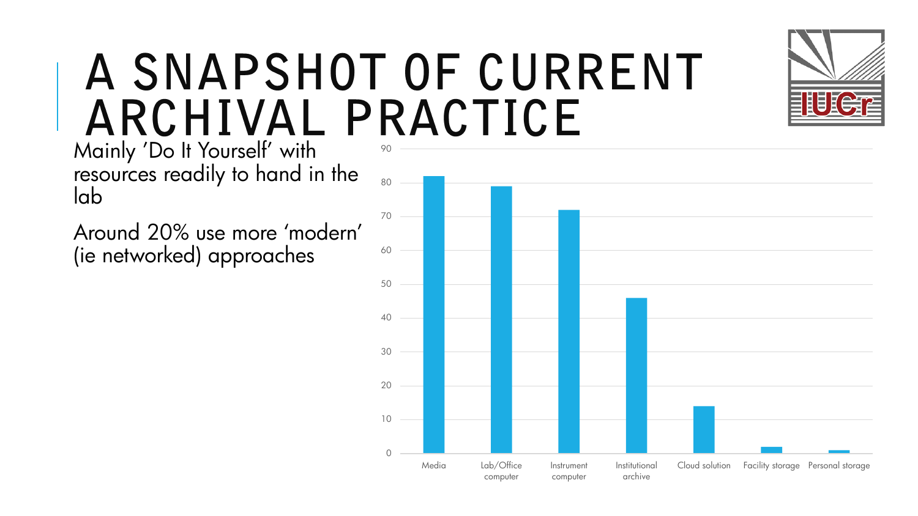# A SNAPSHOT OF CURRENT ARCHIVAL PRACTICE

Mainly 'Do It Yourself' with resources readily to hand in the lab

Around 20% use more 'modern' (ie networked) approaches

| Category | Value |
| --- | --- |
| Media | 82 |
| Lab/Office computer | 79 |
| Instrument computer | 72 |
| Institutional archive | 46 |
| Cloud solution | 14 |
| Facility storage | 2 |
| Personal storage | 1 |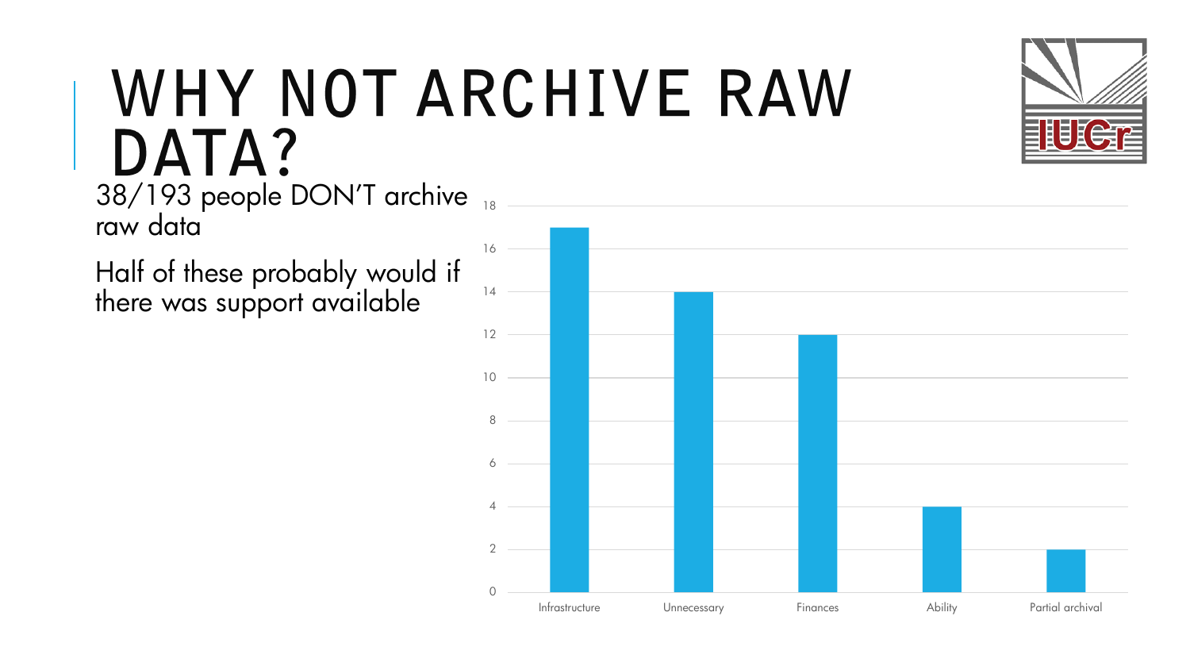# WHY NOT ARCHIVE RAW DATA?

38/193 people DON'T archive raw data

Half of these probably would if there was support available

| Reason | Count |
|---|---|
| Infrastructure | 17 |
| Unnecessary | 14 |
| Finances | 12 |
| Ability | 4 |
| Partial archival | 2 |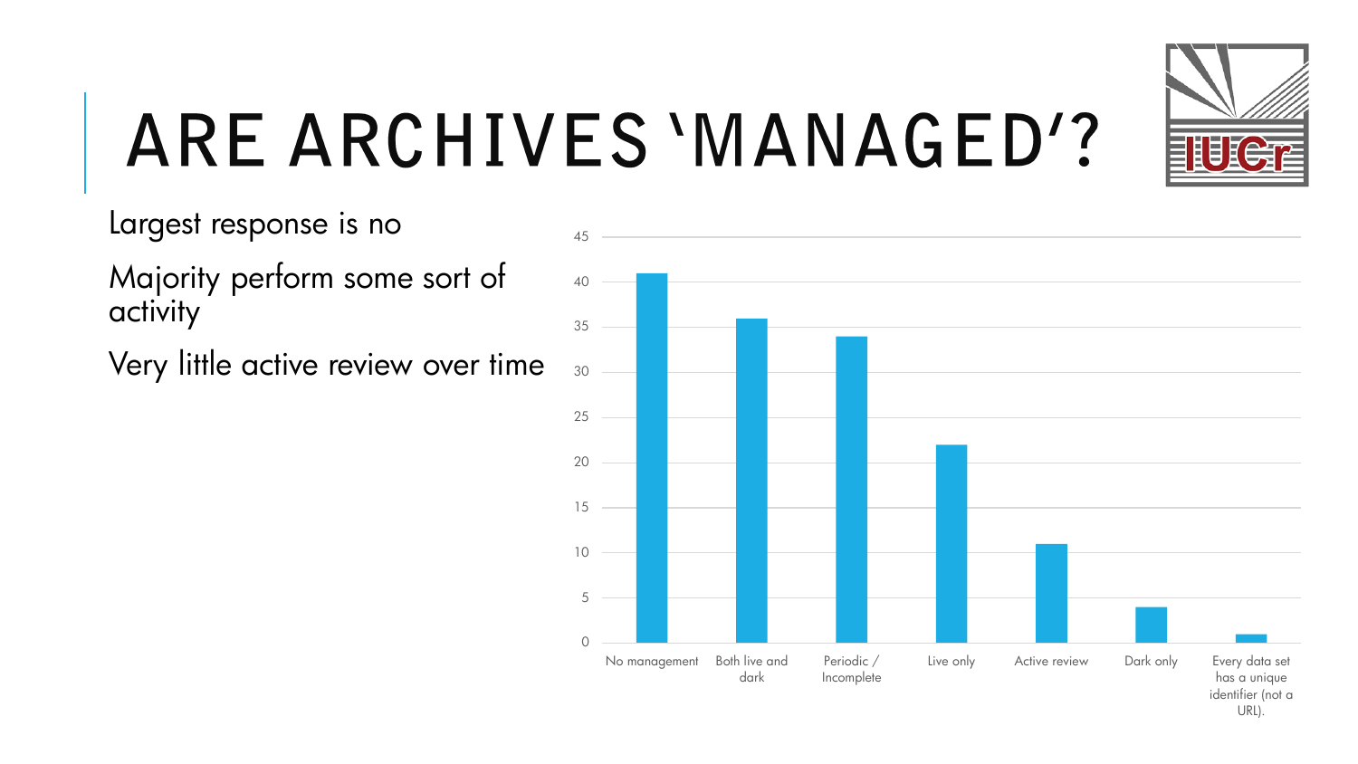# ARE ARCHIVES 'MANAGED'?

- Largest response is no
- Majority perform some sort of activity
- Very little active review over time

| Response | Count |
| --- | --- |
| No management | 41 |
| Both live and dark | 36 |
| Periodic / Incomplete | 34 |
| Live only | 22 |
| Active review | 11 |
| Dark only | 4 |
| Every data set has a unique identifier (not a URL). | 1 |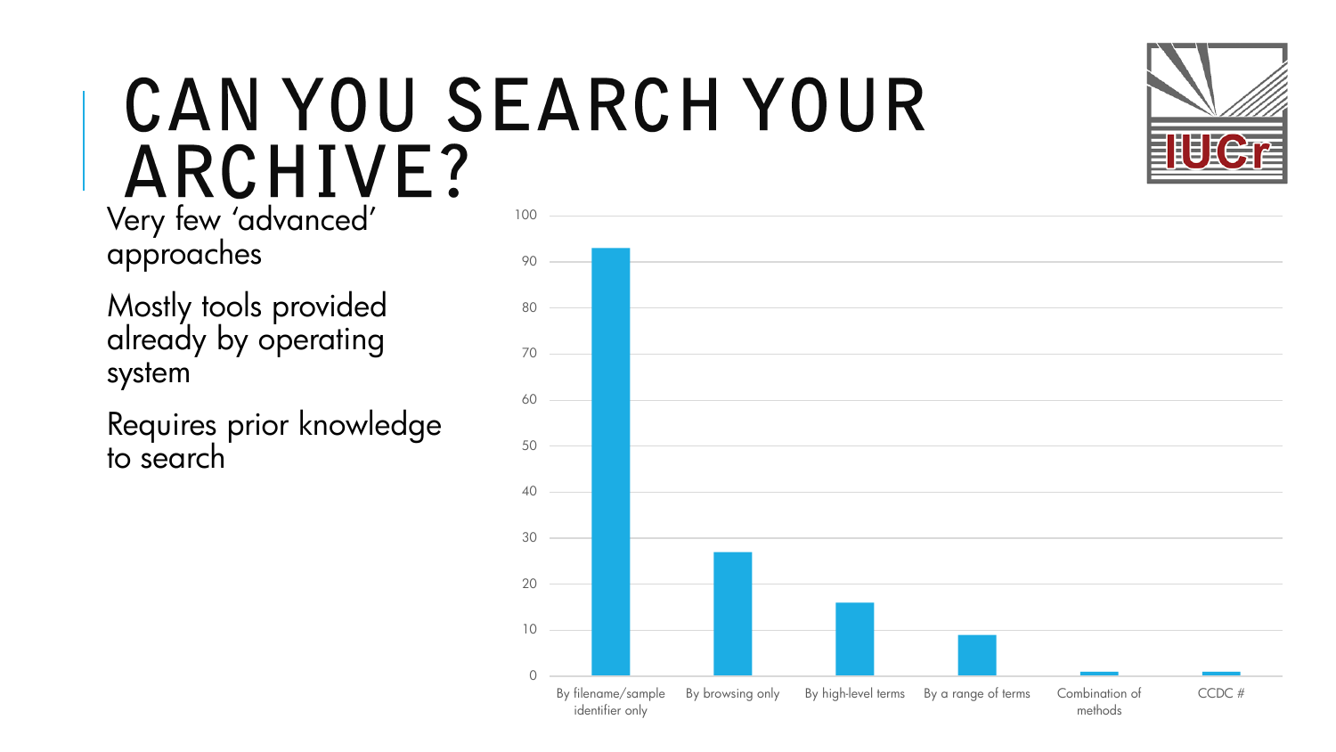# CAN YOU SEARCH YOUR ARCHIVE?

Very few 'advanced' approaches

Mostly tools provided already by operating system

Requires prior knowledge to search

| Search method | Value |
| --- | --- |
| By filename/sample identifier only | 93 |
| By browsing only | 27 |
| By high-level terms | 16 |
| By a range of terms | 9 |
| Combination of methods | 1 |
| CCDC # | 1 |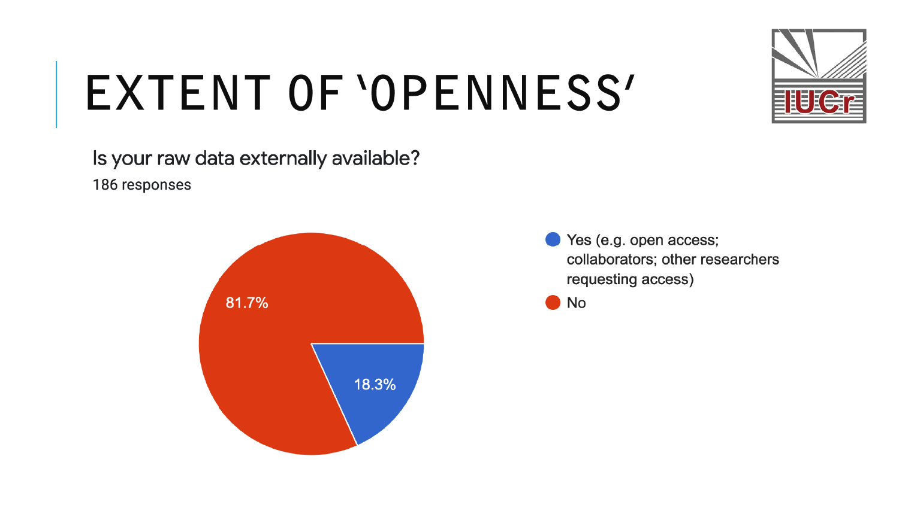# EXTENT OF 'OPENNESS'

Is your raw data externally available?

186 responses

| Response | Percentage |
| --- | --- |
| Yes (e.g. open access; collaborators; other researchers requesting access) | 18.3% |
| No | 81.7% |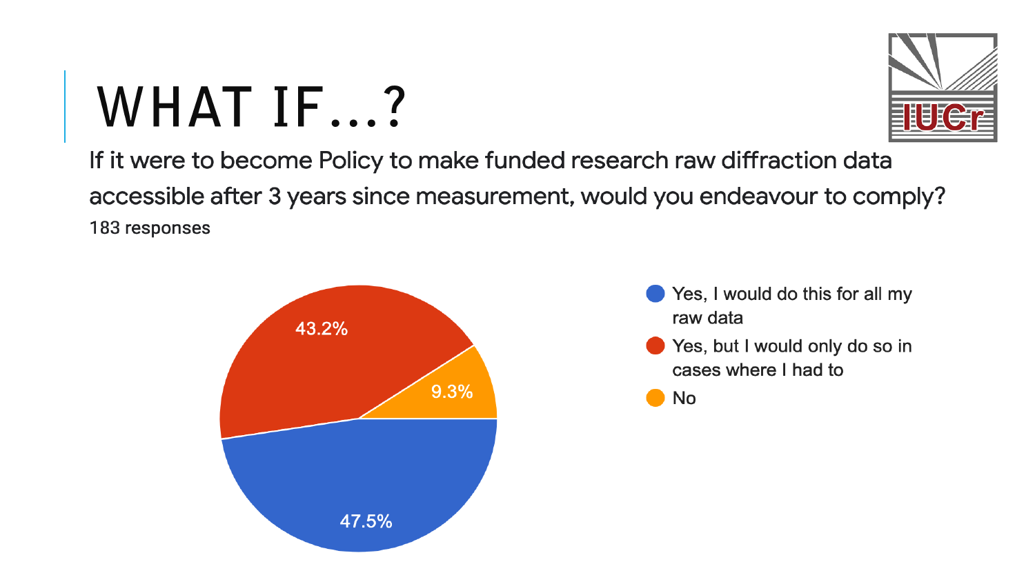# WHAT IF...?

If it were to become Policy to make funded research raw diffraction data accessible after 3 years since measurement, would you endeavour to comply?

183 responses

- Yes, I would do this for all my raw data — 47.5%
- Yes, but I would only do so in cases where I had to — 43.2%
- No — 9.3%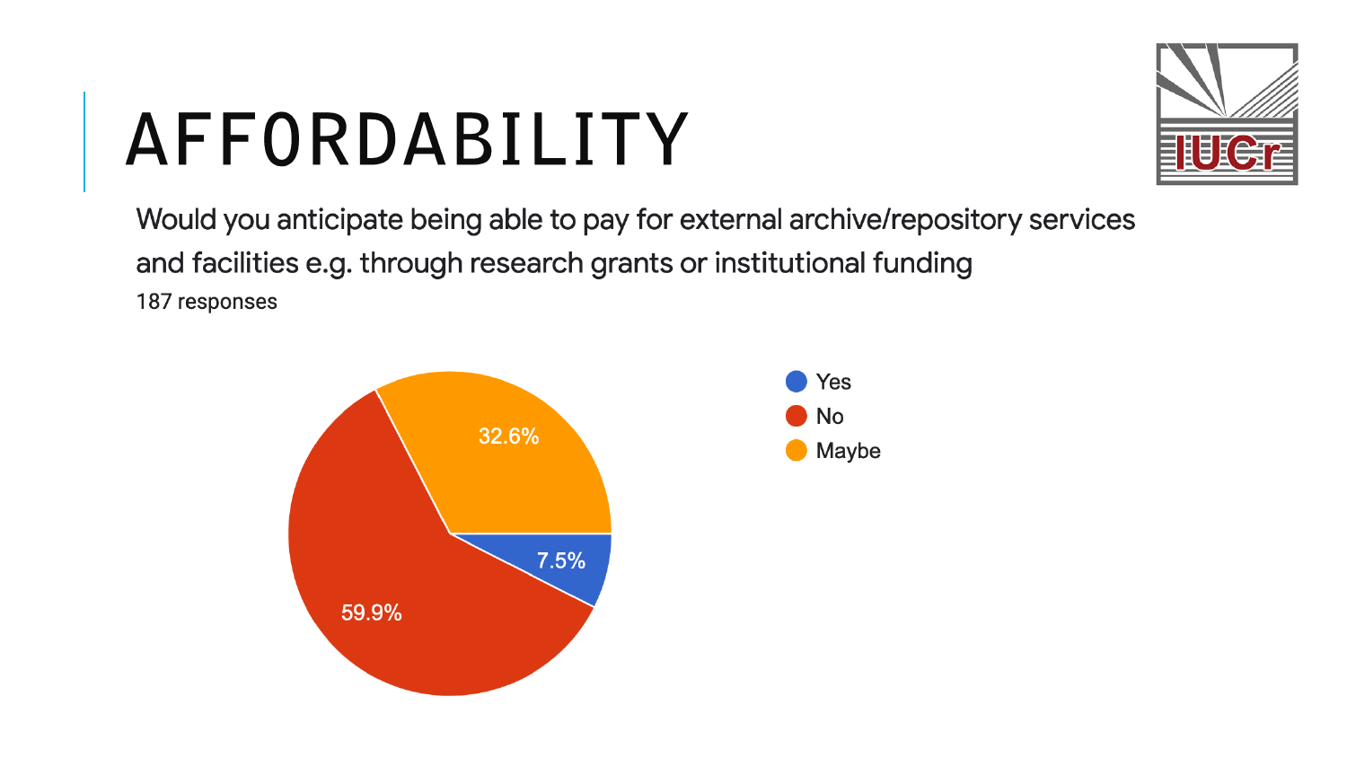# AFFORDABILITY

Would you anticipate being able to pay for external archive/repository services and facilities e.g. through research grants or institutional funding

187 responses

| Response | Percentage |
| --- | --- |
| Yes | 7.5% |
| No | 59.9% |
| Maybe | 32.6% |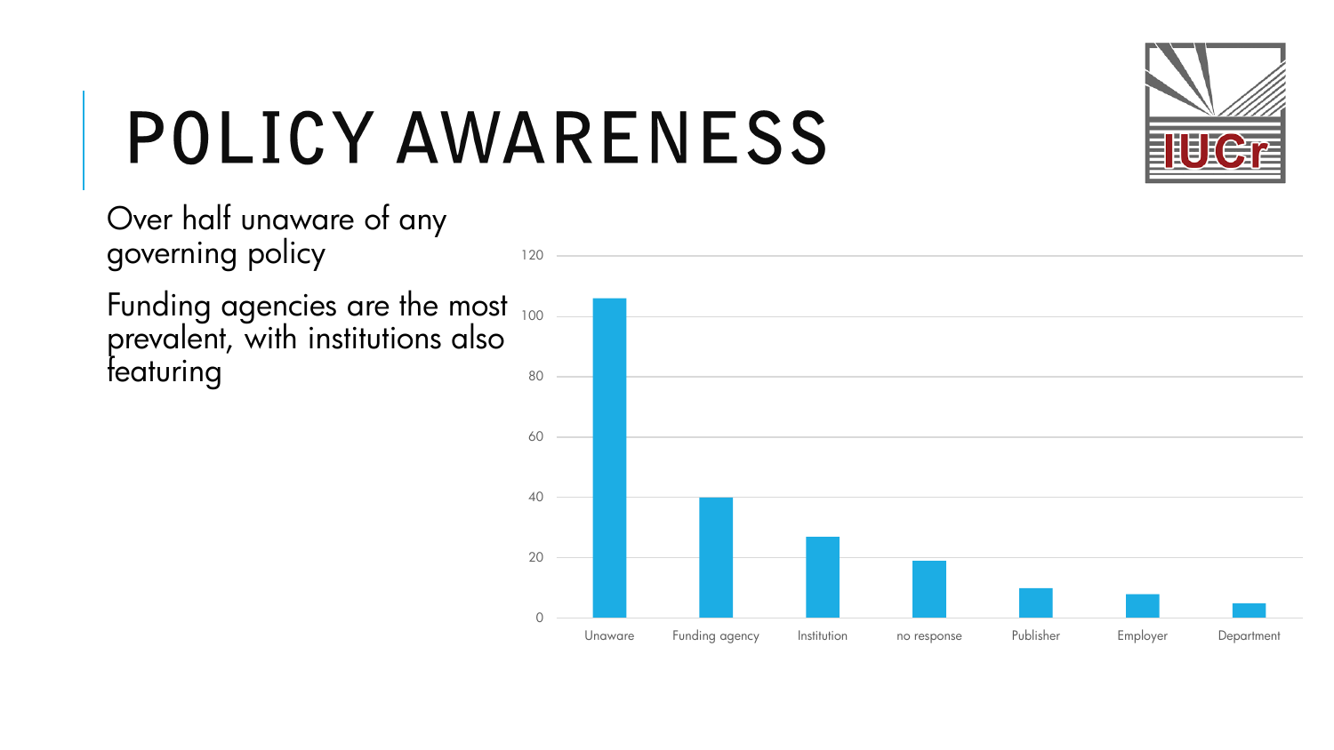# POLICY AWARENESS

- Over half unaware of any governing policy
- Funding agencies are the most prevalent, with institutions also featuring

| Category | Count |
| --- | --- |
| Unaware | 106 |
| Funding agency | 40 |
| Institution | 27 |
| no response | 19 |
| Publisher | 10 |
| Employer | 8 |
| Department | 5 |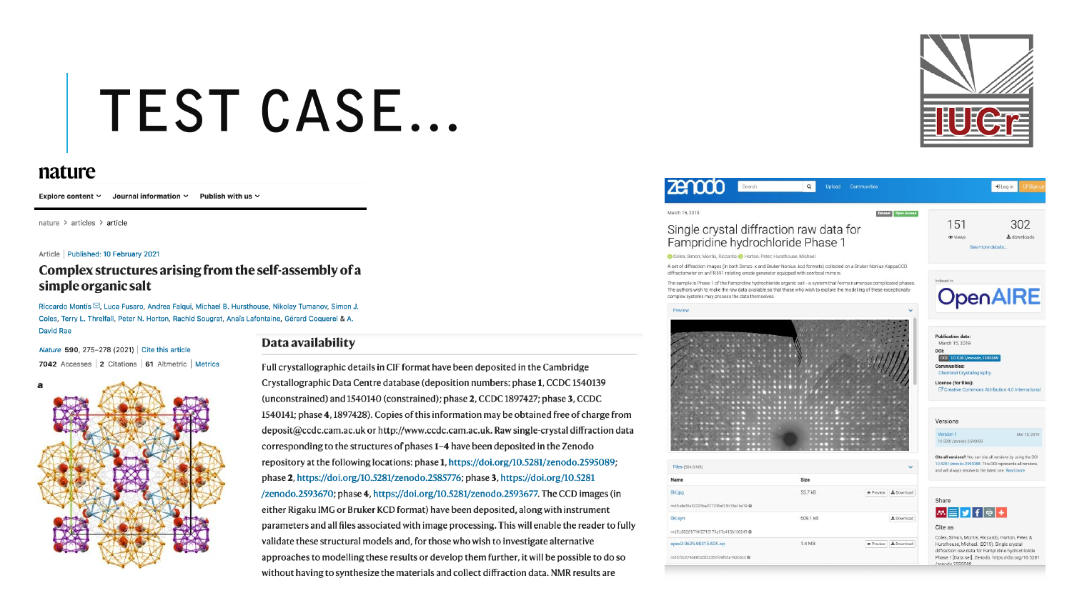# TEST CASE...

**nature**

Explore content | Journal information | Publish with us

nature > articles > article

Article | Published: 10 February 2021

## Complex structures arising from the self-assembly of a simple organic salt

Riccardo Montis, Luca Fusaro, Andrea Falqui, Michael B. Hursthouse, Nikolay Tumanov, Simon J. Coles, Terry L. Threlfall, Peter N. Horton, Rachid Sougrat, Anaïs Lafontaine, Gérard Coquerel & A. David Rae

*Nature* 590, 275–278 (2021) | Cite this article

7042 Accesses | 2 Citations | 61 Altmetric | Metrics

### Data availability

Full crystallographic details in CIF format have been deposited in the Cambridge Crystallographic Data Centre database (deposition numbers: phase **1**, CCDC 1540139 (unconstrained) and 1540140 (constrained); phase **2**, CCDC 1897427; phase **3**, CCDC 1540141; phase **4**, 1897428). Copies of this information may be obtained free of charge from deposit@ccdc.cam.ac.uk or http://www.ccdc.cam.ac.uk. Raw single-crystal diffraction data corresponding to the structures of phases **1**–**4** have been deposited in the Zenodo repository at the following locations: phase **1**, https://doi.org/10.5281/zenodo.2595089; phase **2**, https://doi.org/10.5281/zenodo.2585776; phase **3**, https://doi.org/10.5281/zenodo.2593670; phase **4**, https://doi.org/10.5281/zenodo.2593677. The CCD images (in either Rigaku IMG or Bruker KCD format) have been deposited, along with instrument parameters and all files associated with image processing. This will enable the reader to fully validate these structural models and, for those who wish to investigate alternative approaches to modelling these results or develop them further, it will be possible to do so without having to synthesize the materials and collect diffraction data. NMR results are

**zenodo**

March 15, 2019

## Single crystal diffraction raw data for Fampridine hydrochloride Phase 1

Coles, Simon; Montis, Riccardo; Horton, Peter; Hursthouse, Michael

A set of diffraction images (in both Denzo .x and Bruker Nonius .kcd formats) collected on a Bruker Nonius KappaCCD diffractometer on an FR591 rotating anode generator equipped with confocal mirrors.

The sample is Phase 1 of the Fampridine hydrochloride organic salt - a system that forms numerous complicated phases. The authors wish to make the raw data available so that those wishing to explore the modelling of these exceptionally complex systems may process the data themselves.

151 views | 302 downloads

Publication date: March 15, 2019

DOI: 10.5281/zenodo.2595089

Communities: Chemical Crystallography

License (for files): Creative Commons Attribution 4.0 International

| Name | Size |
| --- | --- |
| 0kl.jpg | 55.7 kB |
| 0kl.sym | 609.1 kB |
| apex2-0625-00315-625.zip | 1.4 MB |

Cite as: Coles, Simon, Montis, Riccardo, Horton, Peter, & Hursthouse, Michael. (2019). Single crystal diffraction raw data for Fampridine hydrochloride Phase 1 [Data set]. Zenodo. https://doi.org/10.5281/zenodo.2595089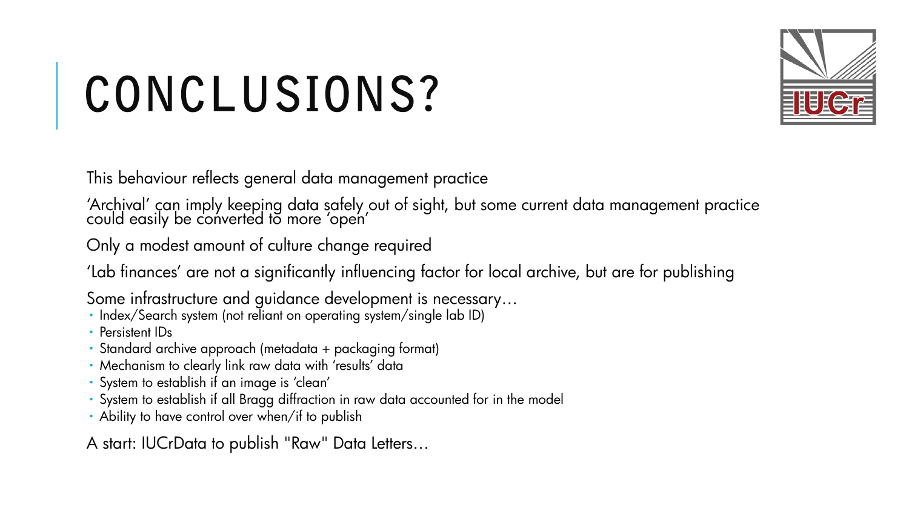# CONCLUSIONS?

This behaviour reflects general data management practice

'Archival' can imply keeping data safely out of sight, but some current data management practice could easily be converted to more 'open'

Only a modest amount of culture change required

'Lab finances' are not a significantly influencing factor for local archive, but are for publishing

Some infrastructure and guidance development is necessary…

- Index/Search system (not reliant on operating system/single lab ID)
- Persistent IDs
- Standard archive approach (metadata + packaging format)
- Mechanism to clearly link raw data with 'results' data
- System to establish if an image is 'clean'
- System to establish if all Bragg diffraction in raw data accounted for in the model
- Ability to have control over when/if to publish

A start: IUCrData to publish "Raw" Data Letters…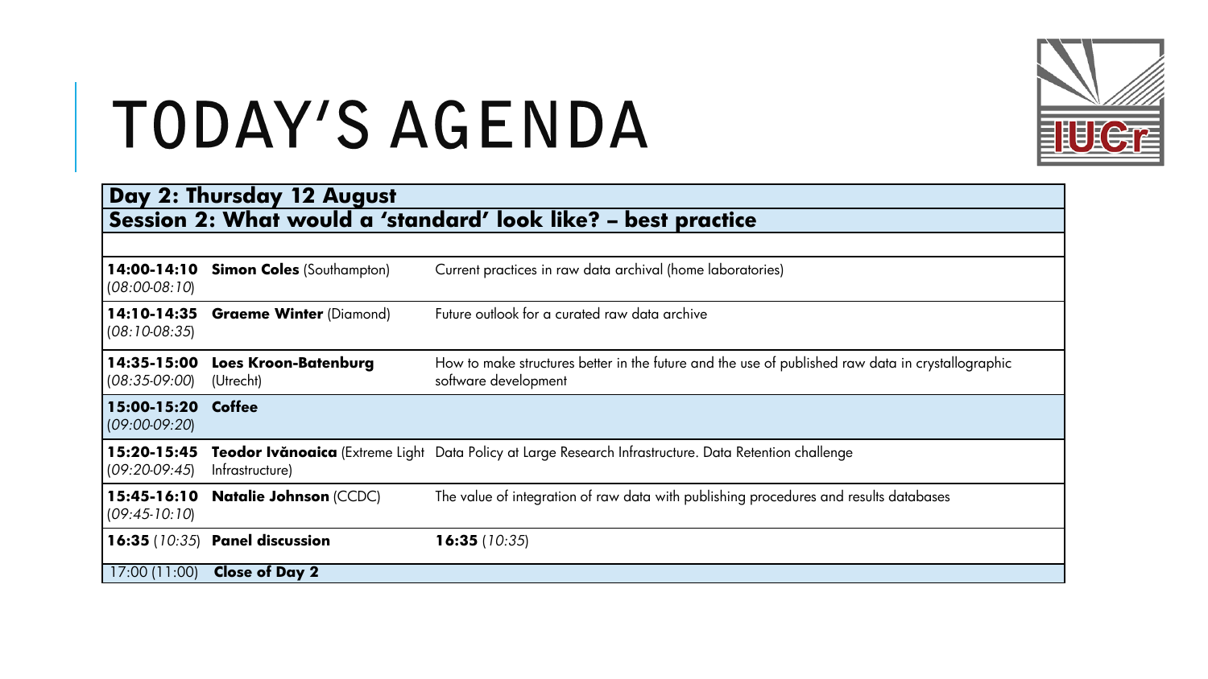# TODAY'S AGENDA

| Day 2: Thursday 12 August | | |
| --- | --- | --- |
| **Session 2: What would a 'standard' look like? – best practice** | | |
| | | |
| **14:00-14:10** (*08:00-08:10*) | **Simon Coles** (Southampton) | Current practices in raw data archival (home laboratories) |
| **14:10-14:35** (*08:10-08:35*) | **Graeme Winter** (Diamond) | Future outlook for a curated raw data archive |
| **14:35-15:00** (*08:35-09:00*) | **Loes Kroon-Batenburg** (Utrecht) | How to make structures better in the future and the use of published raw data in crystallographic software development |
| **15:00-15:20** (*09:00-09:20*) | **Coffee** | |
| **15:20-15:45** (*09:20-09:45*) | **Teodor Ivănoaica** (Extreme Light Infrastructure) | Data Policy at Large Research Infrastructure. Data Retention challenge |
| **15:45-16:10** (*09:45-10:10*) | **Natalie Johnson** (CCDC) | The value of integration of raw data with publishing procedures and results databases |
| **16:35** (*10:35*) | **Panel discussion** | **16:35** (*10:35*) |
| 17:00 (11:00) | **Close of Day 2** | |